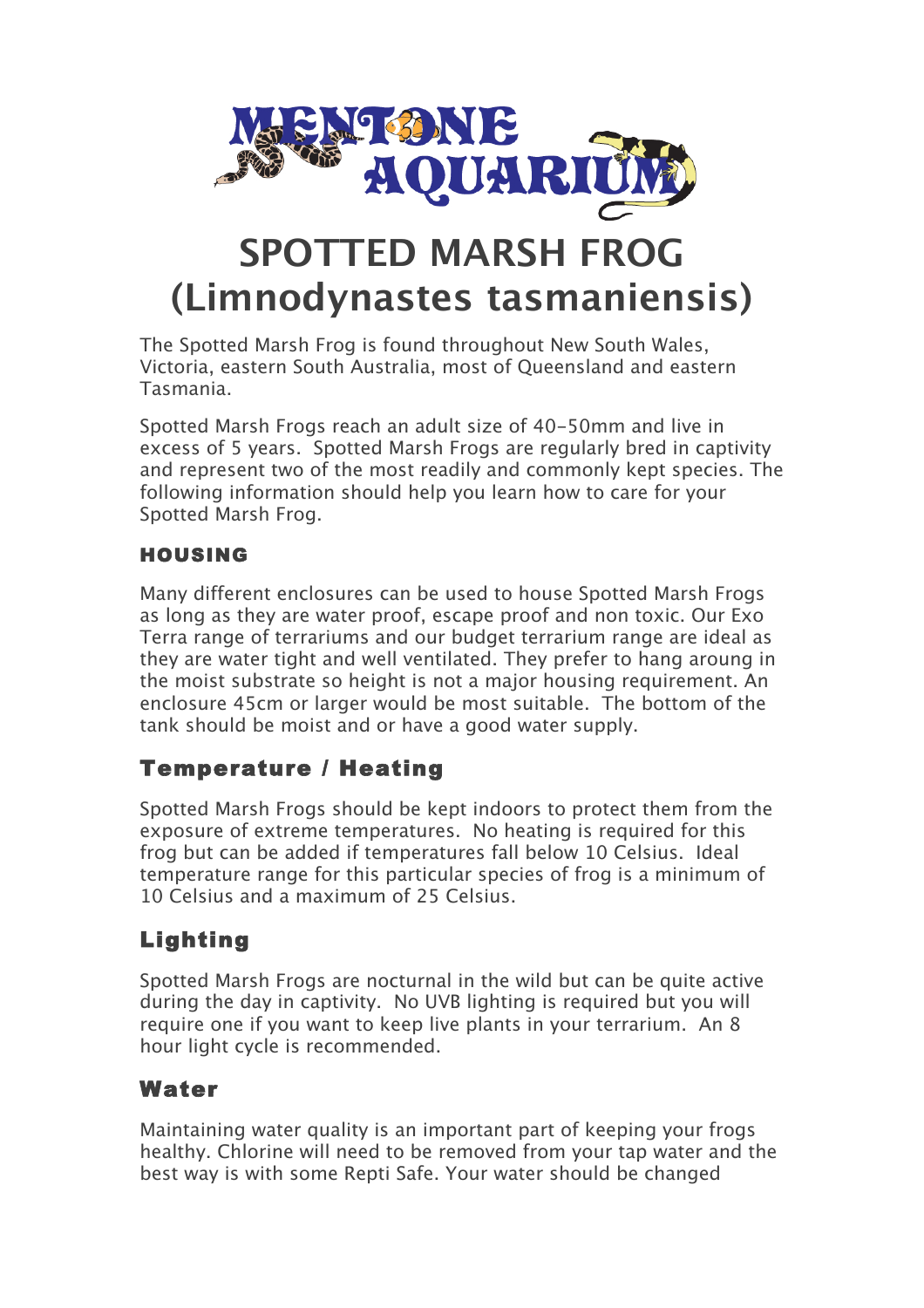# MENTONE AQUARIUM

# SPOTTED MARSH FROG (Limnodynastes tasmaniensis)

The Spotted Marsh Frog is found throughout New South Wales, Victoria, eastern South Australia, most of Queensland and eastern Tasmania.

Spotted Marsh Frogs reach an adult size of 40-50mm and live in excess of 5 years. Spotted Marsh Frogs are regularly bred in captivity and represent two of the most readily and commonly kept species. The following information should help you learn how to care for your Spotted Marsh Frog.

## HOUSING

Many different enclosures can be used to house Spotted Marsh Frogs as long as they are water proof, escape proof and non toxic. Our Exo Terra range of terrariums and our budget terrarium range are ideal as they are water tight and well ventilated. They prefer to hang aroung in the moist substrate so height is not a major housing requirement. An enclosure 45cm or larger would be most suitable. The bottom of the tank should be moist and or have a good water supply.

## Temperature / Heating

Spotted Marsh Frogs should be kept indoors to protect them from the exposure of extreme temperatures. No heating is required for this frog but can be added if temperatures fall below 10 Celsius. Ideal temperature range for this particular species of frog is a minimum of 10 Celsius and a maximum of 25 Celsius.

## Lighting

Spotted Marsh Frogs are nocturnal in the wild but can be quite active during the day in captivity. No UVB lighting is required but you will require one if you want to keep live plants in your terrarium. An 8 hour light cycle is recommended.

## Water

Maintaining water quality is an important part of keeping your frogs healthy. Chlorine will need to be removed from your tap water and the best way is with some Repti Safe. Your water should be changed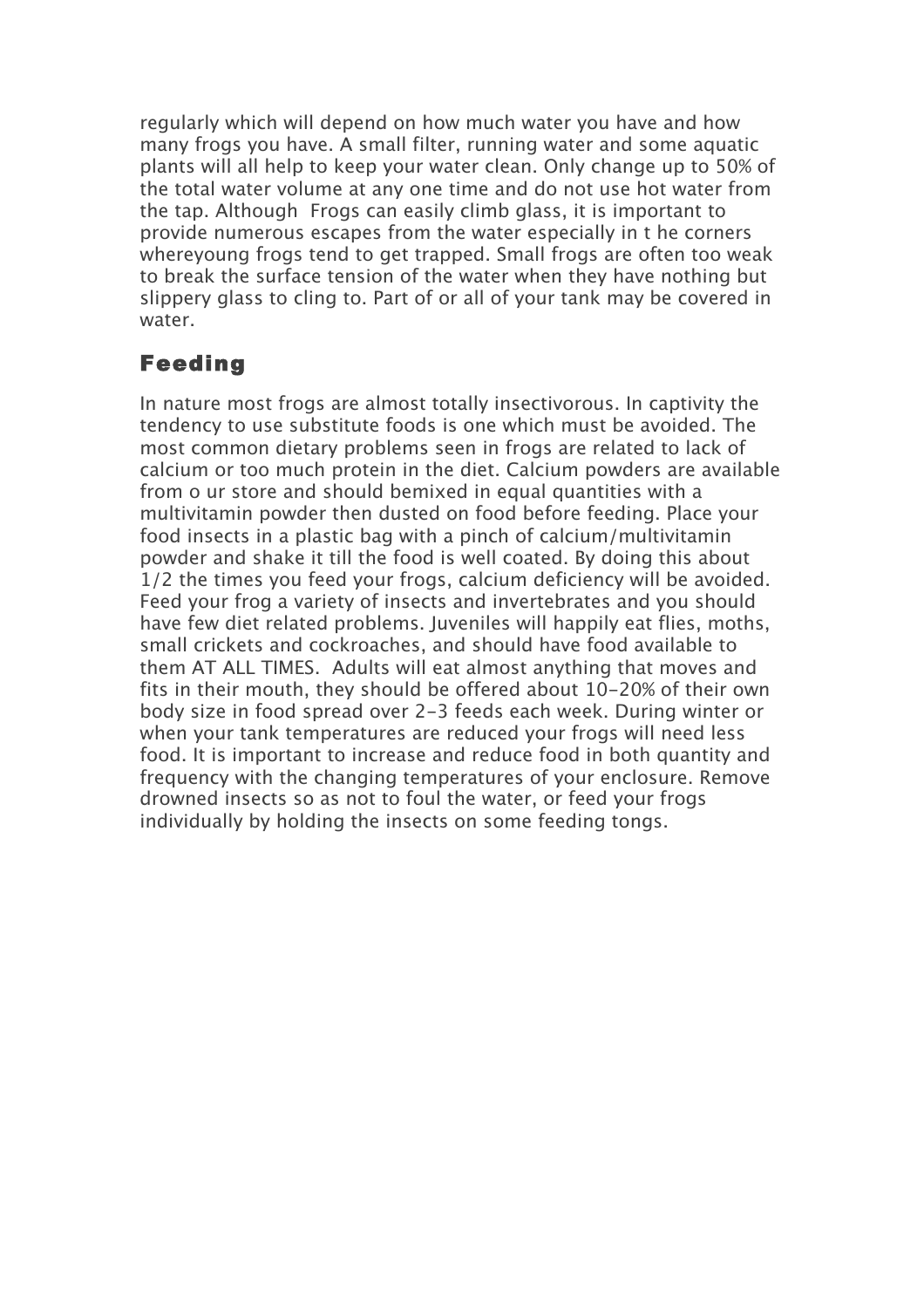regularly which will depend on how much water you have and how many frogs you have. A small filter, running water and some aquatic plants will all help to keep your water clean. Only change up to 50% of the total water volume at any one time and do not use hot water from the tap. Although Frogs can easily climb glass, it is important to provide numerous escapes from the water especially in t he corners whereyoung frogs tend to get trapped. Small frogs are often too weak to break the surface tension of the water when they have nothing but slippery glass to cling to. Part of or all of your tank may be covered in water.

## Feeding

In nature most frogs are almost totally insectivorous. In captivity the tendency to use substitute foods is one which must be avoided. The most common dietary problems seen in frogs are related to lack of calcium or too much protein in the diet. Calcium powders are available from o ur store and should bemixed in equal quantities with a multivitamin powder then dusted on food before feeding. Place your food insects in a plastic bag with a pinch of calcium/multivitamin powder and shake it till the food is well coated. By doing this about 1/2 the times you feed your frogs, calcium deficiency will be avoided. Feed your frog a variety of insects and invertebrates and you should have few diet related problems. Juveniles will happily eat flies, moths, small crickets and cockroaches, and should have food available to them AT ALL TIMES. Adults will eat almost anything that moves and fits in their mouth, they should be offered about 10-20% of their own body size in food spread over 2-3 feeds each week. During winter or when your tank temperatures are reduced your frogs will need less food. It is important to increase and reduce food in both quantity and frequency with the changing temperatures of your enclosure. Remove drowned insects so as not to foul the water, or feed your frogs individually by holding the insects on some feeding tongs.